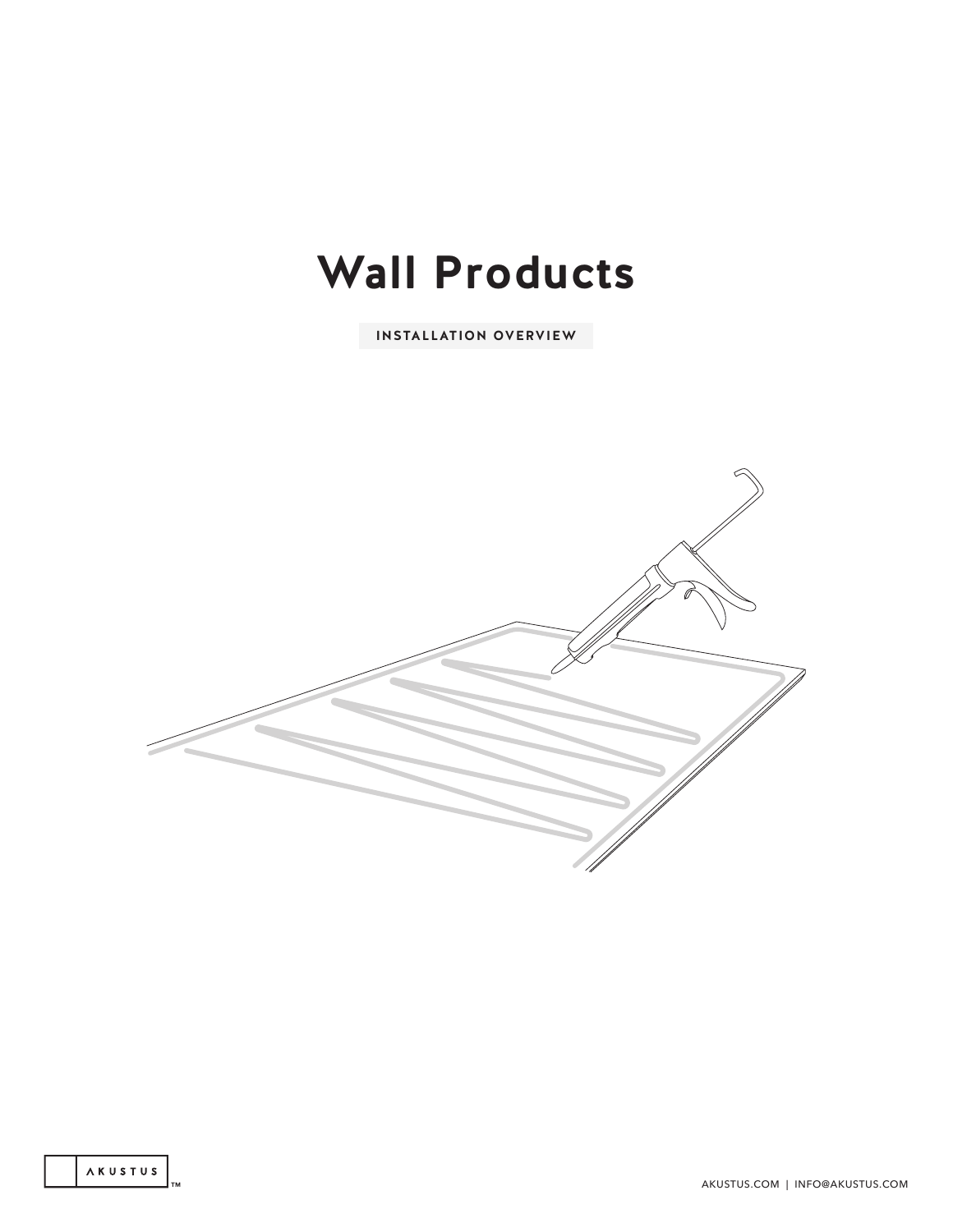# Wall Products

INSTALLATION OVERVIEW

AKUSTUS™

AKUSTUS.COM | INFO@AKUSTUS.COM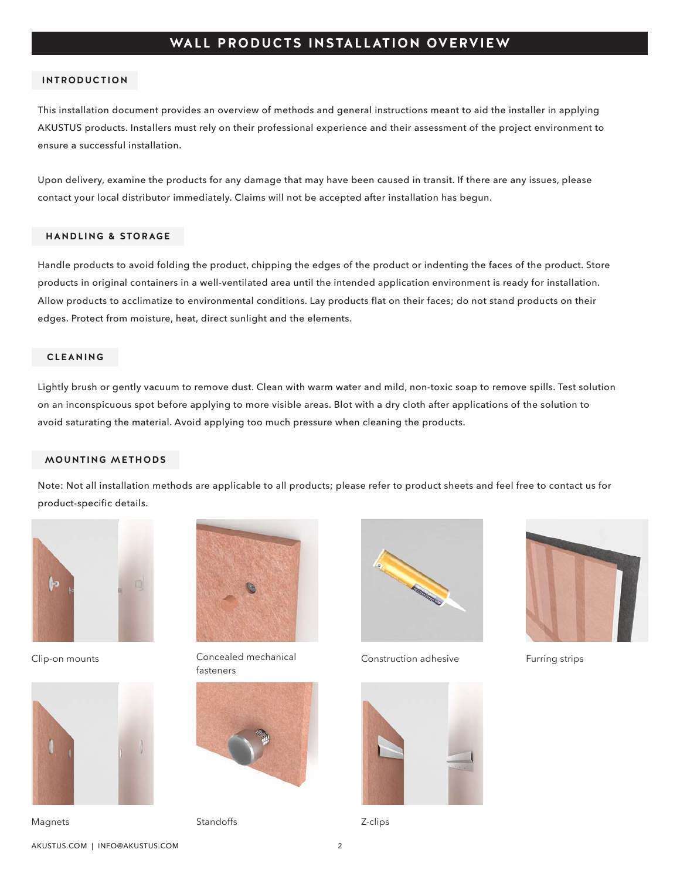# WALL PRODUCTS INSTALLATION OVERVIEW

## INTRODUCTION

This installation document provides an overview of methods and general instructions meant to aid the installer in applying AKUSTUS products. Installers must rely on their professional experience and their assessment of the project environment to ensure a successful installation.

Upon delivery, examine the products for any damage that may have been caused in transit. If there are any issues, please contact your local distributor immediately. Claims will not be accepted after installation has begun.

## HANDLING & STORAGE

Handle products to avoid folding the product, chipping the edges of the product or indenting the faces of the product. Store products in original containers in a well-ventilated area until the intended application environment is ready for installation. Allow products to acclimatize to environmental conditions. Lay products flat on their faces; do not stand products on their edges. Protect from moisture, heat, direct sunlight and the elements.

## CLEANING

Lightly brush or gently vacuum to remove dust. Clean with warm water and mild, non-toxic soap to remove spills. Test solution on an inconspicuous spot before applying to more visible areas. Blot with a dry cloth after applications of the solution to avoid saturating the material. Avoid applying too much pressure when cleaning the products.

## MOUNTING METHODS

Note: Not all installation methods are applicable to all products; please refer to product sheets and feel free to contact us for product-specific details.

Clip-on mounts

Concealed mechanical fasteners

Construction adhesive

Furring strips

Magnets

Standoffs

Z-clips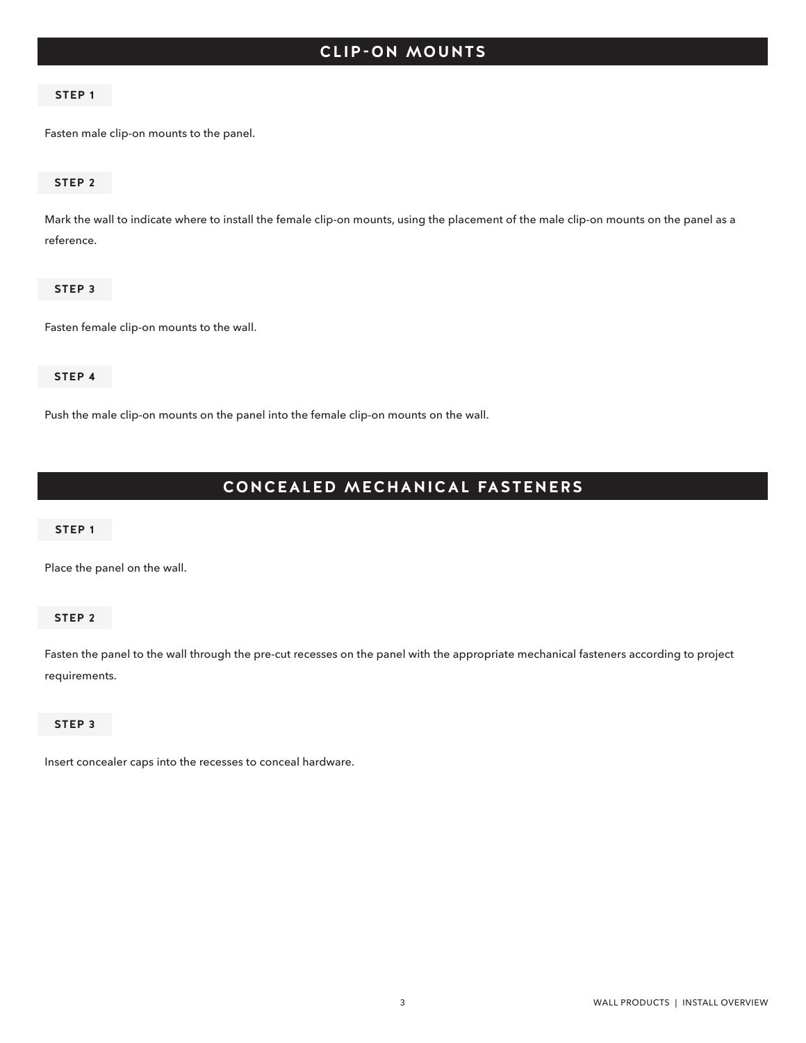## CLIP-ON MOUNTS

**STEP 1**

Fasten male clip-on mounts to the panel.

**STEP 2**

Mark the wall to indicate where to install the female clip-on mounts, using the placement of the male clip-on mounts on the panel as a reference.

**STEP 3**

Fasten female clip-on mounts to the wall.

**STEP 4**

Push the male clip-on mounts on the panel into the female clip-on mounts on the wall.

## CONCEALED MECHANICAL FASTENERS

**STEP 1**

Place the panel on the wall.

**STEP 2**

Fasten the panel to the wall through the pre-cut recesses on the panel with the appropriate mechanical fasteners according to project requirements.

**STEP 3**

Insert concealer caps into the recesses to conceal hardware.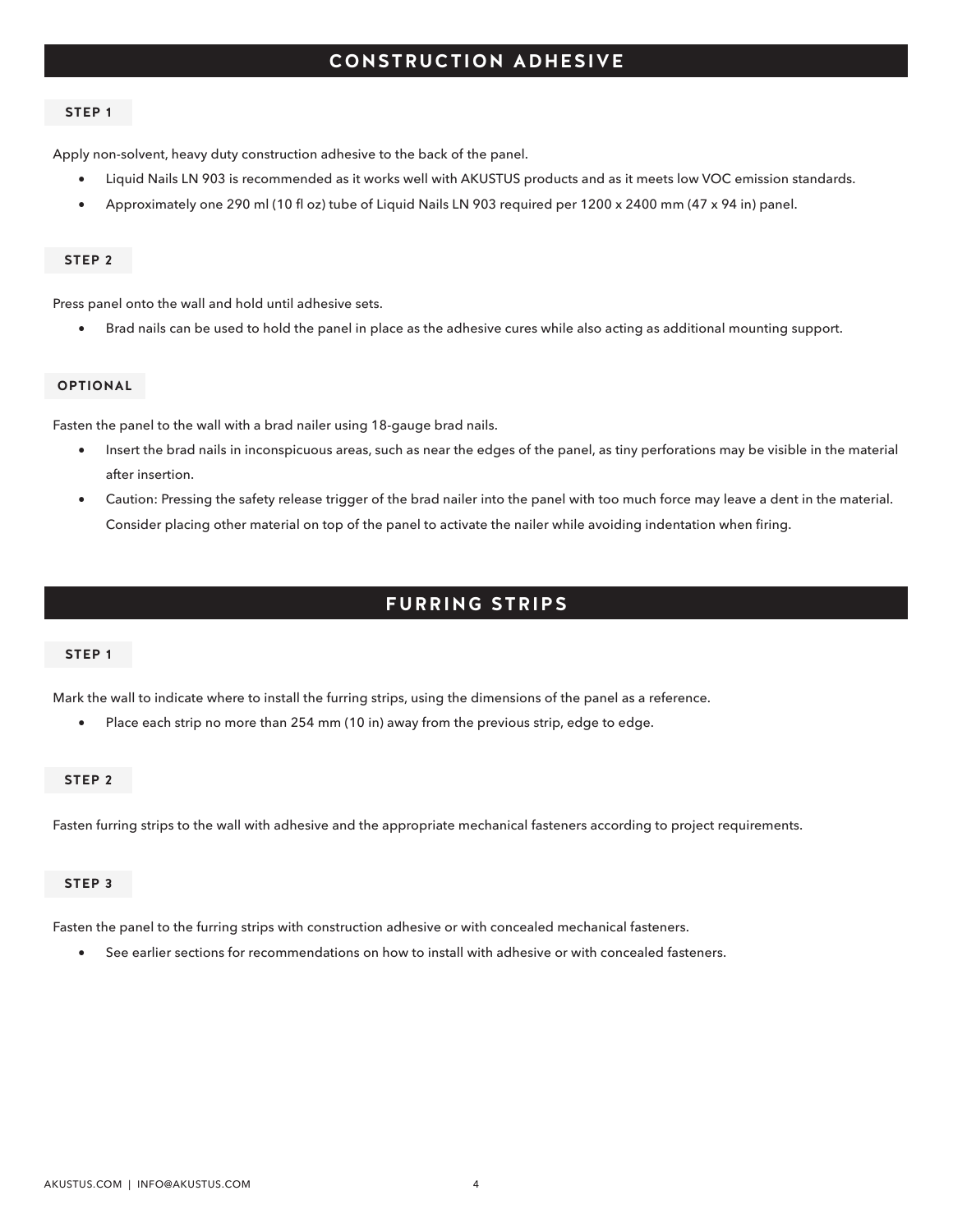## CONSTRUCTION ADHESIVE

### STEP 1

Apply non-solvent, heavy duty construction adhesive to the back of the panel.

- Liquid Nails LN 903 is recommended as it works well with AKUSTUS products and as it meets low VOC emission standards.
- Approximately one 290 ml (10 fl oz) tube of Liquid Nails LN 903 required per 1200 x 2400 mm (47 x 94 in) panel.

### STEP 2

Press panel onto the wall and hold until adhesive sets.

- Brad nails can be used to hold the panel in place as the adhesive cures while also acting as additional mounting support.

### OPTIONAL

Fasten the panel to the wall with a brad nailer using 18-gauge brad nails.

- Insert the brad nails in inconspicuous areas, such as near the edges of the panel, as tiny perforations may be visible in the material after insertion.
- Caution: Pressing the safety release trigger of the brad nailer into the panel with too much force may leave a dent in the material. Consider placing other material on top of the panel to activate the nailer while avoiding indentation when firing.

## FURRING STRIPS

### STEP 1

Mark the wall to indicate where to install the furring strips, using the dimensions of the panel as a reference.

- Place each strip no more than 254 mm (10 in) away from the previous strip, edge to edge.

### STEP 2

Fasten furring strips to the wall with adhesive and the appropriate mechanical fasteners according to project requirements.

### STEP 3

Fasten the panel to the furring strips with construction adhesive or with concealed mechanical fasteners.

- See earlier sections for recommendations on how to install with adhesive or with concealed fasteners.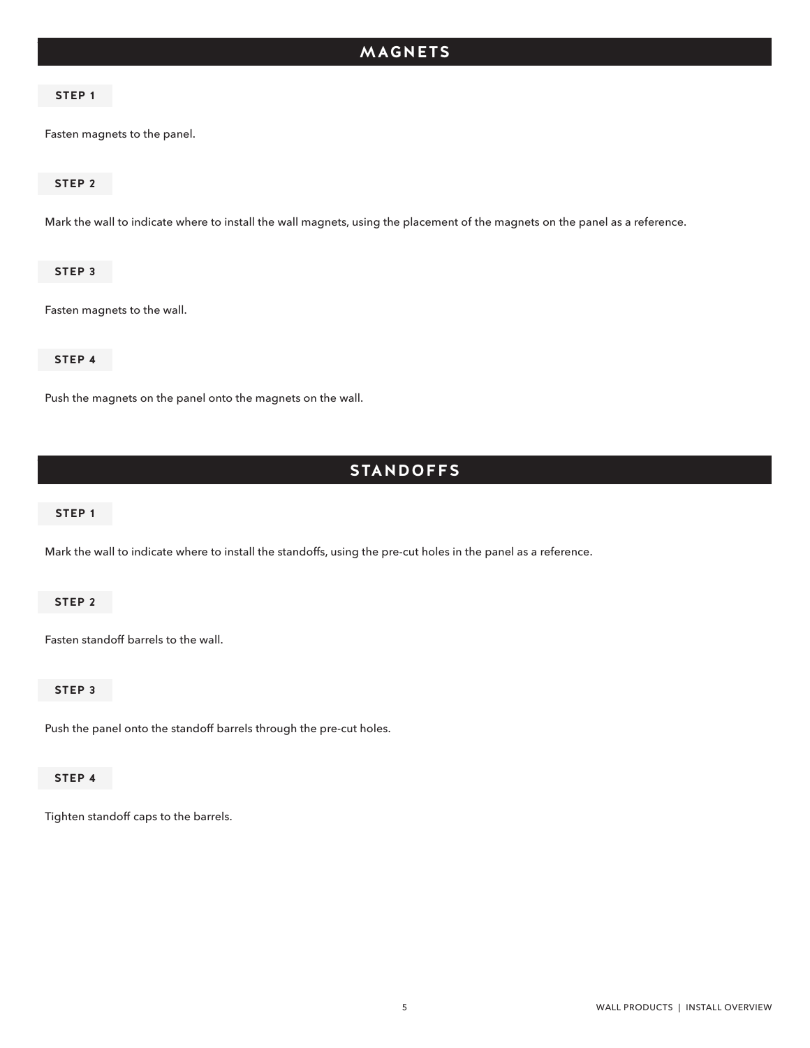## MAGNETS

**STEP 1**

Fasten magnets to the panel.

**STEP 2**

Mark the wall to indicate where to install the wall magnets, using the placement of the magnets on the panel as a reference.

**STEP 3**

Fasten magnets to the wall.

**STEP 4**

Push the magnets on the panel onto the magnets on the wall.

## STANDOFFS

**STEP 1**

Mark the wall to indicate where to install the standoffs, using the pre-cut holes in the panel as a reference.

**STEP 2**

Fasten standoff barrels to the wall.

**STEP 3**

Push the panel onto the standoff barrels through the pre-cut holes.

**STEP 4**

Tighten standoff caps to the barrels.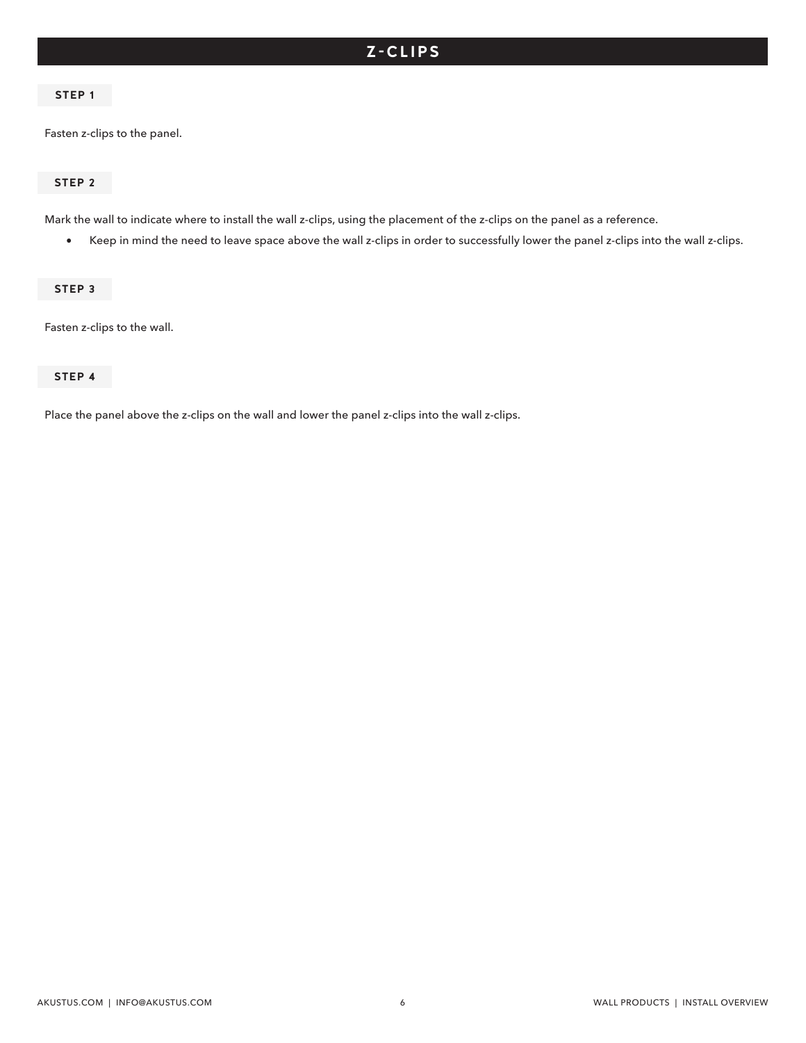# Z-CLIPS

**STEP 1**

Fasten z-clips to the panel.

**STEP 2**

Mark the wall to indicate where to install the wall z-clips, using the placement of the z-clips on the panel as a reference.

- Keep in mind the need to leave space above the wall z-clips in order to successfully lower the panel z-clips into the wall z-clips.

**STEP 3**

Fasten z-clips to the wall.

**STEP 4**

Place the panel above the z-clips on the wall and lower the panel z-clips into the wall z-clips.